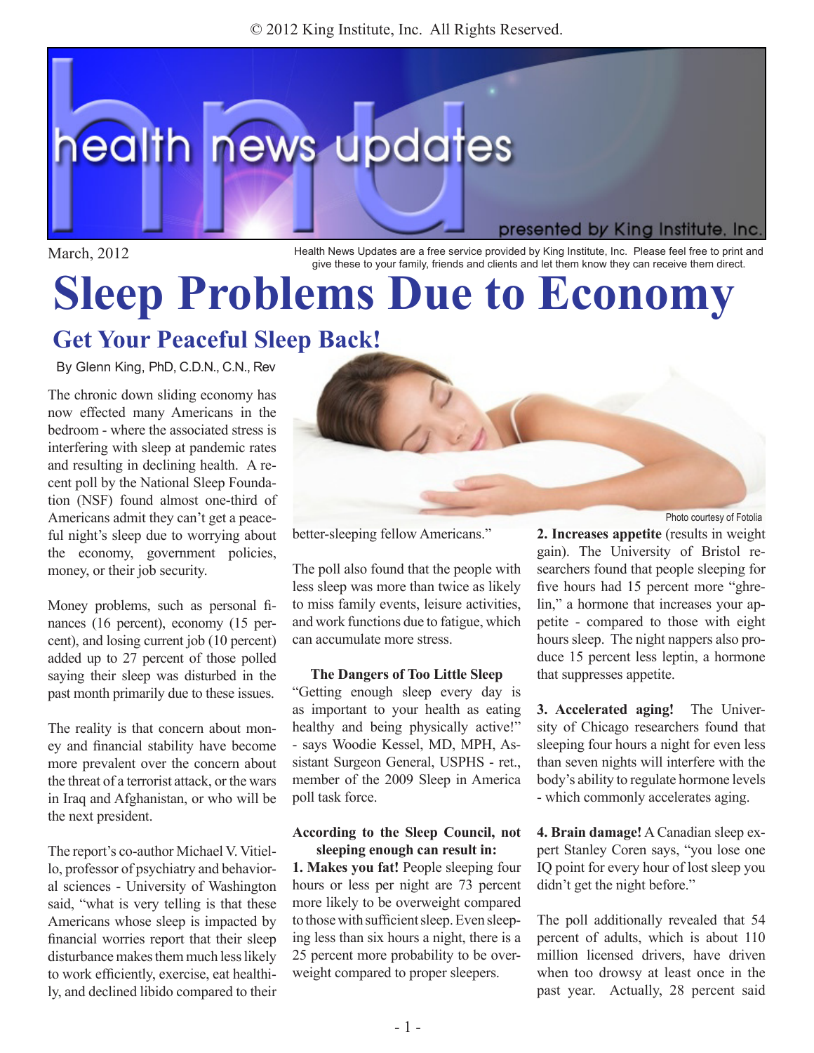© 2012 King Institute, Inc. All Rights Reserved.

health news updates

presented by King Institute, Inc.

March, 2012

Health News Updates are a free service provided by King Institute, Inc. Please feel free to print and give these to your family, friends and clients and let them know they can receive them direct.

# Sleep Problems Due to Economy

## Get Your Peaceful Sleep Back!

By Glenn King, PhD, C.D.N., C.N., Rev

The chronic down sliding economy has now effected many Americans in the bedroom - where the associated stress is interfering with sleep at pandemic rates and resulting in declining health. A recent poll by the National Sleep Foundation (NSF) found almost one-third of Americans admit they can't get a peaceful night's sleep due to worrying about the economy, government policies, money, or their job security.

Money problems, such as personal finances (16 percent), economy (15 percent), and losing current job (10 percent) added up to 27 percent of those polled saying their sleep was disturbed in the past month primarily due to these issues.

The reality is that concern about money and financial stability have become more prevalent over the concern about the threat of a terrorist attack, or the wars in Iraq and Afghanistan, or who will be the next president.

The report's co-author Michael V. Vitiello, professor of psychiatry and behavioral sciences - University of Washington said, "what is very telling is that these Americans whose sleep is impacted by financial worries report that their sleep disturbance makes them much less likely to work efficiently, exercise, eat healthily, and declined libido compared to their better-sleeping fellow Americans."

Photo courtesy of Fotolia

The poll also found that the people with less sleep was more than twice as likely to miss family events, leisure activities, and work functions due to fatigue, which can accumulate more stress.

### The Dangers of Too Little Sleep

"Getting enough sleep every day is as important to your health as eating healthy and being physically active!" - says Woodie Kessel, MD, MPH, Assistant Surgeon General, USPHS - ret., member of the 2009 Sleep in America poll task force.

**According to the Sleep Council, not sleeping enough can result in:**

**1. Makes you fat!** People sleeping four hours or less per night are 73 percent more likely to be overweight compared to those with sufficient sleep. Even sleeping less than six hours a night, there is a 25 percent more probability to be overweight compared to proper sleepers.

**2. Increases appetite** (results in weight gain). The University of Bristol researchers found that people sleeping for five hours had 15 percent more "ghrelin," a hormone that increases your appetite - compared to those with eight hours sleep. The night nappers also produce 15 percent less leptin, a hormone that suppresses appetite.

**3. Accelerated aging!** The University of Chicago researchers found that sleeping four hours a night for even less than seven nights will interfere with the body's ability to regulate hormone levels - which commonly accelerates aging.

**4. Brain damage!** A Canadian sleep expert Stanley Coren says, "you lose one IQ point for every hour of lost sleep you didn't get the night before."

The poll additionally revealed that 54 percent of adults, which is about 110 million licensed drivers, have driven when too drowsy at least once in the past year. Actually, 28 percent said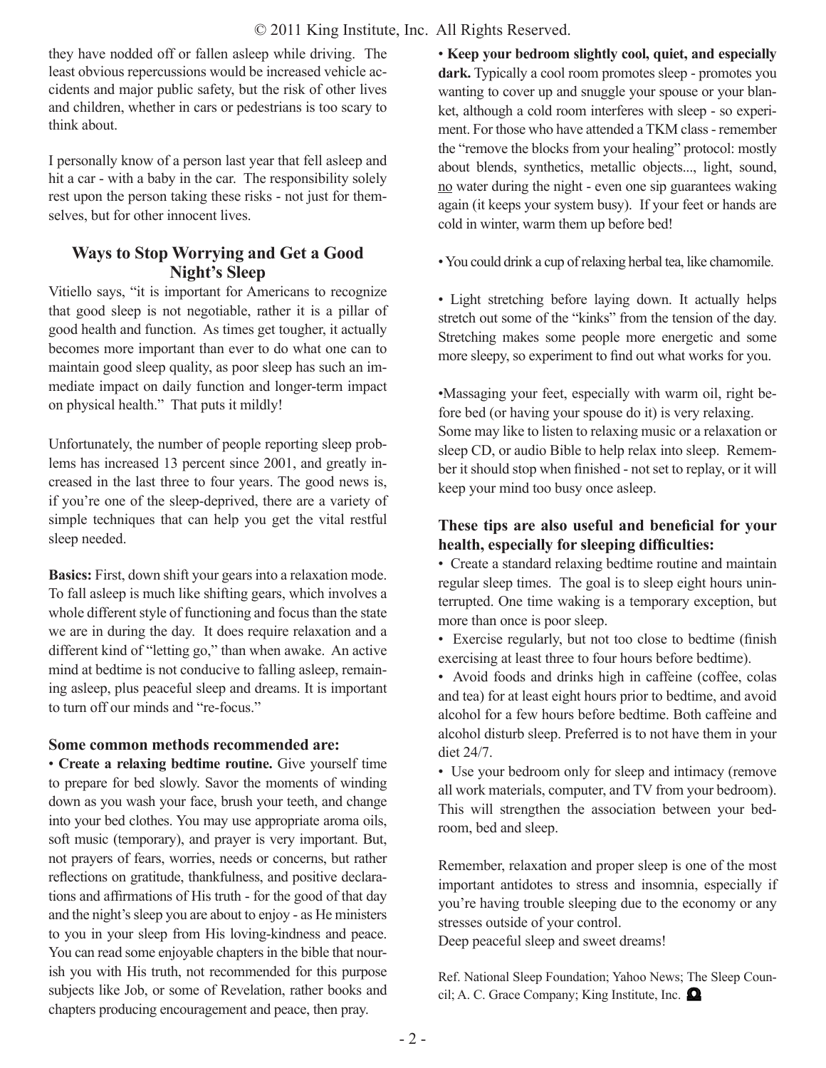they have nodded off or fallen asleep while driving. The least obvious repercussions would be increased vehicle accidents and major public safety, but the risk of other lives and children, whether in cars or pedestrians is too scary to think about.

I personally know of a person last year that fell asleep and hit a car - with a baby in the car. The responsibility solely rest upon the person taking these risks - not just for themselves, but for other innocent lives.

## Ways to Stop Worrying and Get a Good Night's Sleep

Vitiello says, "it is important for Americans to recognize that good sleep is not negotiable, rather it is a pillar of good health and function. As times get tougher, it actually becomes more important than ever to do what one can to maintain good sleep quality, as poor sleep has such an immediate impact on daily function and longer-term impact on physical health." That puts it mildly!

Unfortunately, the number of people reporting sleep problems has increased 13 percent since 2001, and greatly increased in the last three to four years. The good news is, if you're one of the sleep-deprived, there are a variety of simple techniques that can help you get the vital restful sleep needed.

**Basics:** First, down shift your gears into a relaxation mode. To fall asleep is much like shifting gears, which involves a whole different style of functioning and focus than the state we are in during the day. It does require relaxation and a different kind of "letting go," than when awake. An active mind at bedtime is not conducive to falling asleep, remaining asleep, plus peaceful sleep and dreams. It is important to turn off our minds and "re-focus."

### Some common methods recommended are:

- **Create a relaxing bedtime routine.** Give yourself time to prepare for bed slowly. Savor the moments of winding down as you wash your face, brush your teeth, and change into your bed clothes. You may use appropriate aroma oils, soft music (temporary), and prayer is very important. But, not prayers of fears, worries, needs or concerns, but rather reflections on gratitude, thankfulness, and positive declarations and affirmations of His truth - for the good of that day and the night's sleep you are about to enjoy - as He ministers to you in your sleep from His loving-kindness and peace. You can read some enjoyable chapters in the bible that nourish you with His truth, not recommended for this purpose subjects like Job, or some of Revelation, rather books and chapters producing encouragement and peace, then pray.

- **Keep your bedroom slightly cool, quiet, and especially dark.** Typically a cool room promotes sleep - promotes you wanting to cover up and snuggle your spouse or your blanket, although a cold room interferes with sleep - so experiment. For those who have attended a TKM class - remember the "remove the blocks from your healing" protocol: mostly about blends, synthetics, metallic objects..., light, sound, <u>no</u> water during the night - even one sip guarantees waking again (it keeps your system busy). If your feet or hands are cold in winter, warm them up before bed!

- You could drink a cup of relaxing herbal tea, like chamomile.

- Light stretching before laying down. It actually helps stretch out some of the "kinks" from the tension of the day. Stretching makes some people more energetic and some more sleepy, so experiment to find out what works for you.

- Massaging your feet, especially with warm oil, right before bed (or having your spouse do it) is very relaxing.

Some may like to listen to relaxing music or a relaxation or sleep CD, or audio Bible to help relax into sleep. Remember it should stop when finished - not set to replay, or it will keep your mind too busy once asleep.

### These tips are also useful and beneficial for your health, especially for sleeping difficulties:

- Create a standard relaxing bedtime routine and maintain regular sleep times. The goal is to sleep eight hours uninterrupted. One time waking is a temporary exception, but more than once is poor sleep.
- Exercise regularly, but not too close to bedtime (finish exercising at least three to four hours before bedtime).
- Avoid foods and drinks high in caffeine (coffee, colas and tea) for at least eight hours prior to bedtime, and avoid alcohol for a few hours before bedtime. Both caffeine and alcohol disturb sleep. Preferred is to not have them in your diet 24/7.
- Use your bedroom only for sleep and intimacy (remove all work materials, computer, and TV from your bedroom). This will strengthen the association between your bedroom, bed and sleep.

Remember, relaxation and proper sleep is one of the most important antidotes to stress and insomnia, especially if you're having trouble sleeping due to the economy or any stresses outside of your control.

Deep peaceful sleep and sweet dreams!

Ref. National Sleep Foundation; Yahoo News; The Sleep Council; A. C. Grace Company; King Institute, Inc.